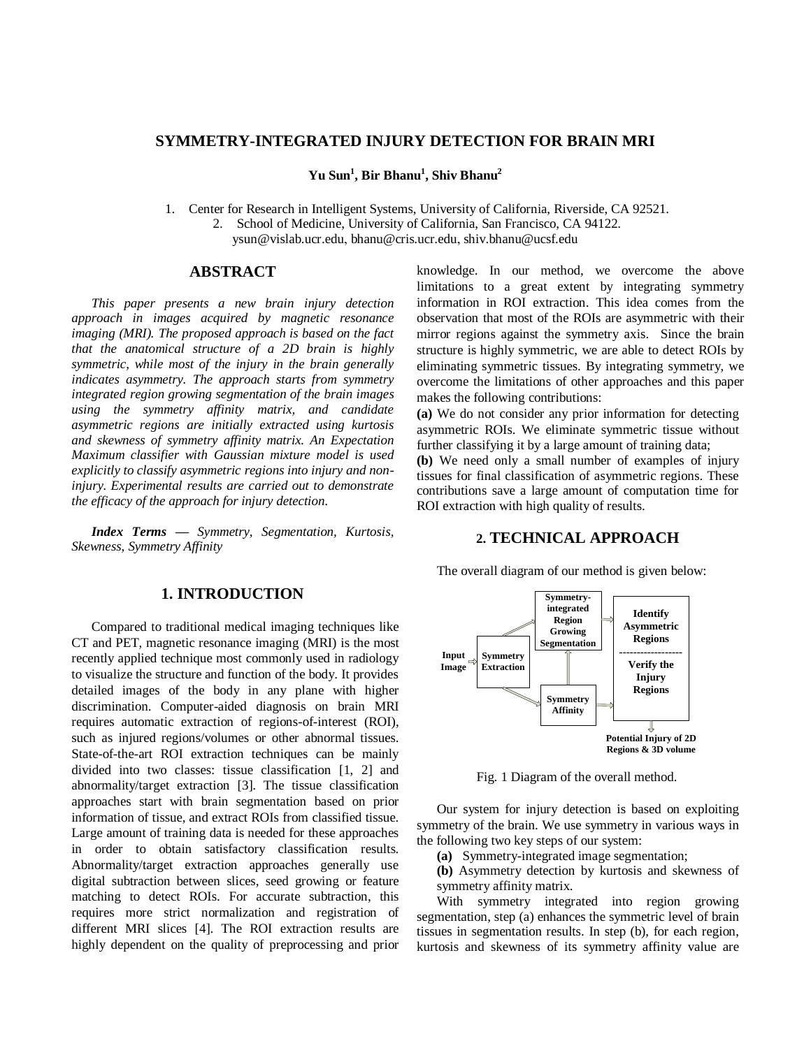# SYMMETRY-INTEGRATED INJURY DETECTION FOR BRAIN MRI

**Yu Sun[1], Bir Bhanu[1], Shiv Bhanu[2]**

1. Center for Research in Intelligent Systems, University of California, Riverside, CA 92521.
2. School of Medicine, University of California, San Francisco, CA 94122.

ysun@vislab.ucr.edu, bhanu@cris.ucr.edu, shiv.bhanu@ucsf.edu

## ABSTRACT

*This paper presents a new brain injury detection approach in images acquired by magnetic resonance imaging (MRI). The proposed approach is based on the fact that the anatomical structure of a 2D brain is highly symmetric, while most of the injury in the brain generally indicates asymmetry. The approach starts from symmetry integrated region growing segmentation of the brain images using the symmetry affinity matrix, and candidate asymmetric regions are initially extracted using kurtosis and skewness of symmetry affinity matrix. An Expectation Maximum classifier with Gaussian mixture model is used explicitly to classify asymmetric regions into injury and non-injury. Experimental results are carried out to demonstrate the efficacy of the approach for injury detection.*

***Index Terms*** *— Symmetry, Segmentation, Kurtosis, Skewness, Symmetry Affinity*

## 1. INTRODUCTION

Compared to traditional medical imaging techniques like CT and PET, magnetic resonance imaging (MRI) is the most recently applied technique most commonly used in radiology to visualize the structure and function of the body. It provides detailed images of the body in any plane with higher discrimination. Computer-aided diagnosis on brain MRI requires automatic extraction of regions-of-interest (ROI), such as injured regions/volumes or other abnormal tissues. State-of-the-art ROI extraction techniques can be mainly divided into two classes: tissue classification [1, 2] and abnormality/target extraction [3]. The tissue classification approaches start with brain segmentation based on prior information of tissue, and extract ROIs from classified tissue. Large amount of training data is needed for these approaches in order to obtain satisfactory classification results. Abnormality/target extraction approaches generally use digital subtraction between slices, seed growing or feature matching to detect ROIs. For accurate subtraction, this requires more strict normalization and registration of different MRI slices [4]. The ROI extraction results are highly dependent on the quality of preprocessing and prior knowledge. In our method, we overcome the above limitations to a great extent by integrating symmetry information in ROI extraction. This idea comes from the observation that most of the ROIs are asymmetric with their mirror regions against the symmetry axis. Since the brain structure is highly symmetric, we are able to detect ROIs by eliminating symmetric tissues. By integrating symmetry, we overcome the limitations of other approaches and this paper makes the following contributions:

**(a)** We do not consider any prior information for detecting asymmetric ROIs. We eliminate symmetric tissue without further classifying it by a large amount of training data;

**(b)** We need only a small number of examples of injury tissues for final classification of asymmetric regions. These contributions save a large amount of computation time for ROI extraction with high quality of results.

## 2. TECHNICAL APPROACH

The overall diagram of our method is given below:

Input Image → Symmetry Extraction → Symmetry-integrated Region Growing Segmentation / Symmetry Affinity → Identify Asymmetric Regions / Verify the Injury Regions → Potential Injury of 2D Regions & 3D volume

Fig. 1 Diagram of the overall method.

Our system for injury detection is based on exploiting symmetry of the brain. We use symmetry in various ways in the following two key steps of our system:

**(a)** Symmetry-integrated image segmentation;

**(b)** Asymmetry detection by kurtosis and skewness of symmetry affinity matrix.

With symmetry integrated into region growing segmentation, step (a) enhances the symmetric level of brain tissues in segmentation results. In step (b), for each region, kurtosis and skewness of its symmetry affinity value are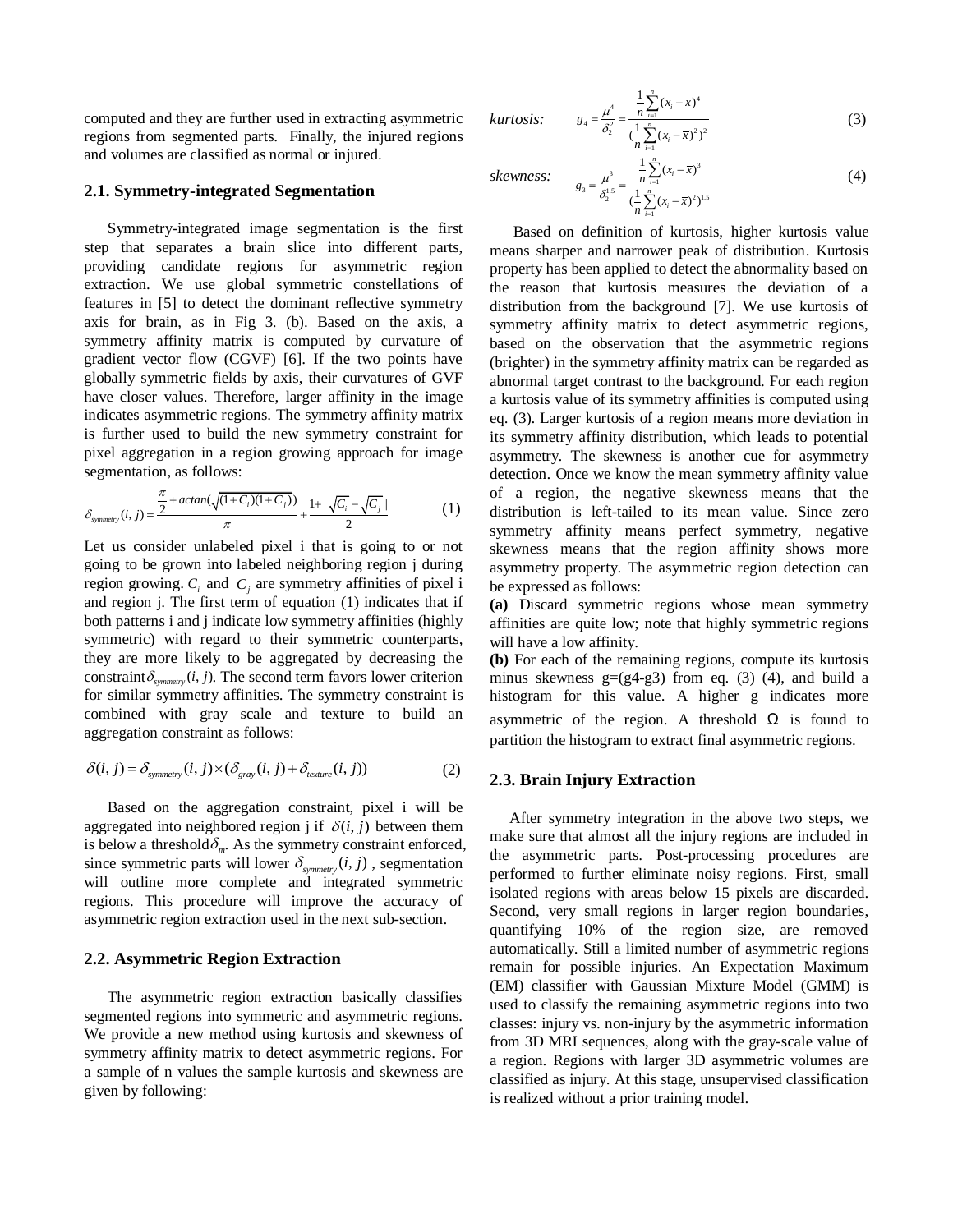computed and they are further used in extracting asymmetric regions from segmented parts. Finally, the injured regions and volumes are classified as normal or injured.

### 2.1. Symmetry-integrated Segmentation

Symmetry-integrated image segmentation is the first step that separates a brain slice into different parts, providing candidate regions for asymmetric region extraction. We use global symmetric constellations of features in [5] to detect the dominant reflective symmetry axis for brain, as in Fig 3. (b). Based on the axis, a symmetry affinity matrix is computed by curvature of gradient vector flow (CGVF) [6]. If the two points have globally symmetric fields by axis, their curvatures of GVF have closer values. Therefore, larger affinity in the image indicates asymmetric regions. The symmetry affinity matrix is further used to build the new symmetry constraint for pixel aggregation in a region growing approach for image segmentation, as follows:

$$\delta_{symmetry}(i,j) = \frac{\frac{\pi}{2} + actan(\sqrt{(1+C_i)(1+C_j)})}{\pi} + \frac{1+|\sqrt{C_i} - \sqrt{C_j}|}{2} \tag{1}$$

Let us consider unlabeled pixel i that is going to or not going to be grown into labeled neighboring region j during region growing. $C_i$ and $C_j$ are symmetry affinities of pixel i and region j. The first term of equation (1) indicates that if both patterns i and j indicate low symmetry affinities (highly symmetric) with regard to their symmetric counterparts, they are more likely to be aggregated by decreasing the constraint $\delta_{symmetry}(i, j)$. The second term favors lower criterion for similar symmetry affinities. The symmetry constraint is combined with gray scale and texture to build an aggregation constraint as follows:

$$\delta(i,j) = \delta_{symmetry}(i,j) \times (\delta_{gray}(i,j) + \delta_{texture}(i,j)) \tag{2}$$

Based on the aggregation constraint, pixel i will be aggregated into neighbored region j if $\delta(i,j)$ between them is below a threshold $\delta_m$. As the symmetry constraint enforced, since symmetric parts will lower $\delta_{symmetry}(i,j)$, segmentation will outline more complete and integrated symmetric regions. This procedure will improve the accuracy of asymmetric region extraction used in the next sub-section.

### 2.2. Asymmetric Region Extraction

The asymmetric region extraction basically classifies segmented regions into symmetric and asymmetric regions. We provide a new method using kurtosis and skewness of symmetry affinity matrix to detect asymmetric regions. For a sample of n values the sample kurtosis and skewness are given by following:

*kurtosis:*
$$g_4 = \frac{\mu^4}{\delta_2^2} = \frac{\frac{1}{n}\sum_{i=1}^{n}(x_i - \bar{x})^4}{(\frac{1}{n}\sum_{i=1}^{n}(x_i - \bar{x})^2)^2} \tag{3}$$

*skewness:*
$$g_3 = \frac{\mu^3}{\delta_2^{1.5}} = \frac{\frac{1}{n}\sum_{i=1}^{n}(x_i - \bar{x})^3}{(\frac{1}{n}\sum_{i=1}^{n}(x_i - \bar{x})^2)^{1.5}} \tag{4}$$

Based on definition of kurtosis, higher kurtosis value means sharper and narrower peak of distribution. Kurtosis property has been applied to detect the abnormality based on the reason that kurtosis measures the deviation of a distribution from the background [7]. We use kurtosis of symmetry affinity matrix to detect asymmetric regions, based on the observation that the asymmetric regions (brighter) in the symmetry affinity matrix can be regarded as abnormal target contrast to the background. For each region a kurtosis value of its symmetry affinities is computed using eq. (3). Larger kurtosis of a region means more deviation in its symmetry affinity distribution, which leads to potential asymmetry. The skewness is another cue for asymmetry detection. Once we know the mean symmetry affinity value of a region, the negative skewness means that the distribution is left-tailed to its mean value. Since zero symmetry affinity means perfect symmetry, negative skewness means that the region affinity shows more asymmetry property. The asymmetric region detection can be expressed as follows:

**(a)** Discard symmetric regions whose mean symmetry affinities are quite low; note that highly symmetric regions will have a low affinity.

**(b)** For each of the remaining regions, compute its kurtosis minus skewness g=(g4-g3) from eq. (3) (4), and build a histogram for this value. A higher g indicates more asymmetric of the region. A threshold $\Omega$ is found to partition the histogram to extract final asymmetric regions.

### 2.3. Brain Injury Extraction

After symmetry integration in the above two steps, we make sure that almost all the injury regions are included in the asymmetric parts. Post-processing procedures are performed to further eliminate noisy regions. First, small isolated regions with areas below 15 pixels are discarded. Second, very small regions in larger region boundaries, quantifying 10% of the region size, are removed automatically. Still a limited number of asymmetric regions remain for possible injuries. An Expectation Maximum (EM) classifier with Gaussian Mixture Model (GMM) is used to classify the remaining asymmetric regions into two classes: injury vs. non-injury by the asymmetric information from 3D MRI sequences, along with the gray-scale value of a region. Regions with larger 3D asymmetric volumes are classified as injury. At this stage, unsupervised classification is realized without a prior training model.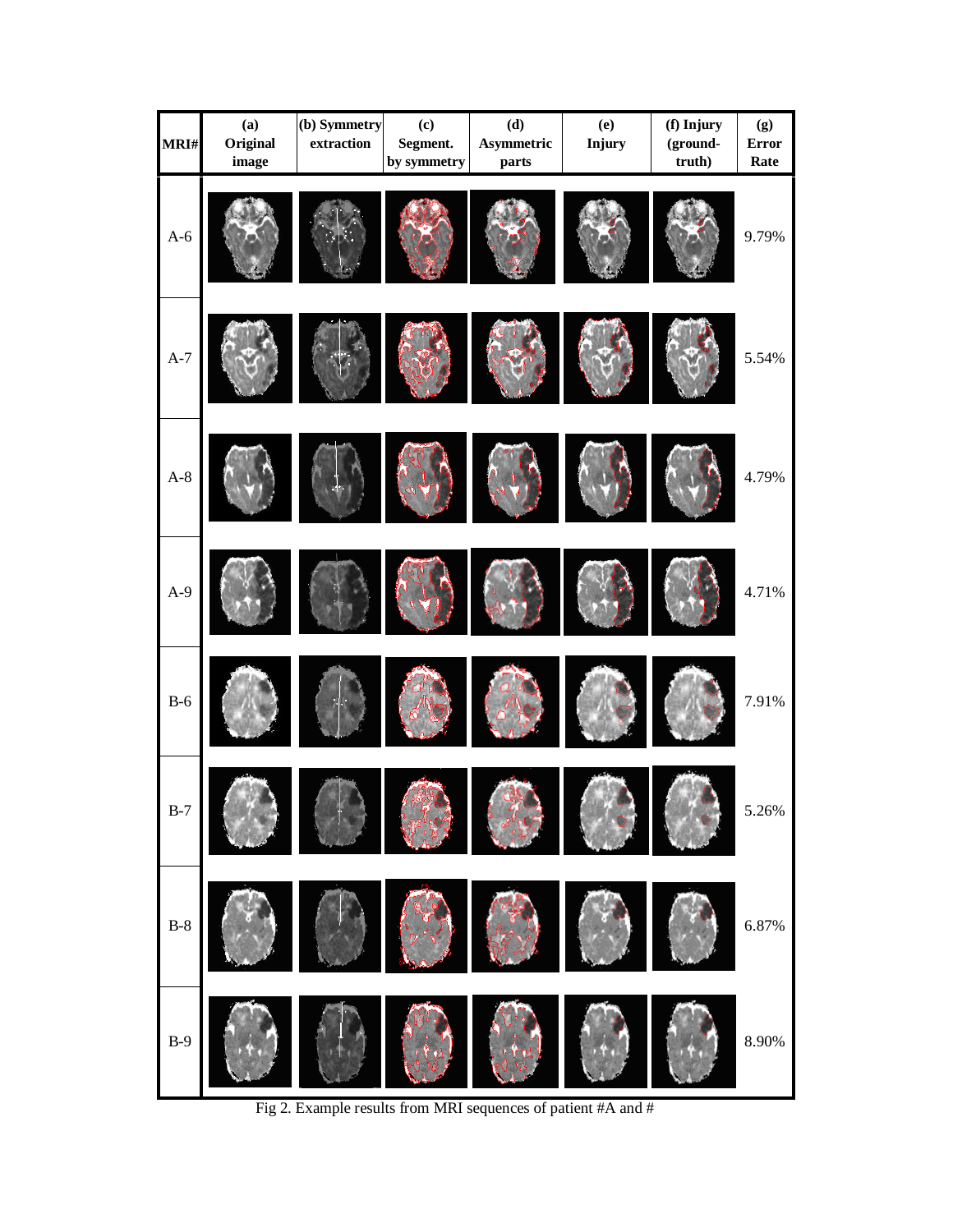| MRI# | (a) Original image | (b) Symmetry extraction | (c) Segment. by symmetry | (d) Asymmetric parts | (e) Injury | (f) Injury (ground-truth) | (g) Error Rate |
|---|---|---|---|---|---|---|---|
| A-6 | | | | | | | 9.79% |
| A-7 | | | | | | | 5.54% |
| A-8 | | | | | | | 4.79% |
| A-9 | | | | | | | 4.71% |
| B-6 | | | | | | | 7.91% |
| B-7 | | | | | | | 5.26% |
| B-8 | | | | | | | 6.87% |
| B-9 | | | | | | | 8.90% |

Fig 2. Example results from MRI sequences of patient #A and #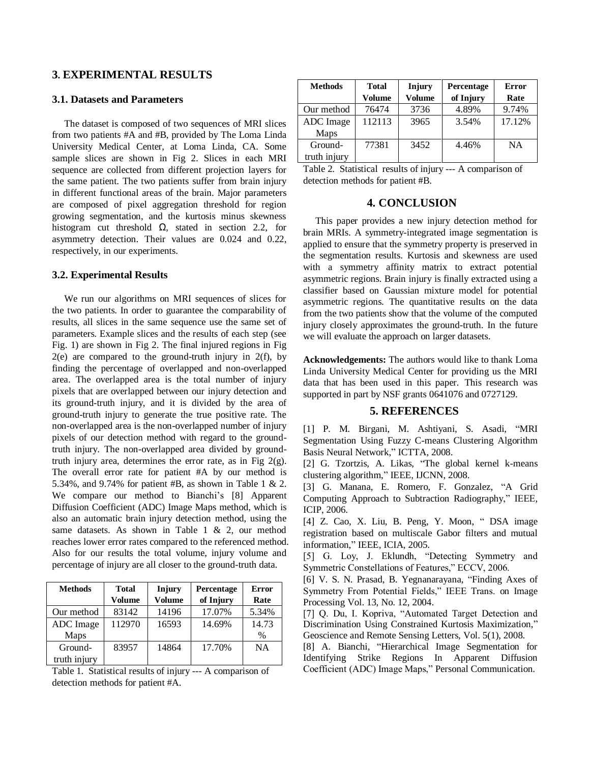## 3. EXPERIMENTAL RESULTS

### 3.1. Datasets and Parameters

The dataset is composed of two sequences of MRI slices from two patients #A and #B, provided by The Loma Linda University Medical Center, at Loma Linda, CA. Some sample slices are shown in Fig 2. Slices in each MRI sequence are collected from different projection layers for the same patient. The two patients suffer from brain injury in different functional areas of the brain. Major parameters are composed of pixel aggregation threshold for region growing segmentation, and the kurtosis minus skewness histogram cut threshold $\Omega$, stated in section 2.2, for asymmetry detection. Their values are 0.024 and 0.22, respectively, in our experiments.

### 3.2. Experimental Results

We run our algorithms on MRI sequences of slices for the two patients. In order to guarantee the comparability of results, all slices in the same sequence use the same set of parameters. Example slices and the results of each step (see Fig. 1) are shown in Fig 2. The final injured regions in Fig 2(e) are compared to the ground-truth injury in 2(f), by finding the percentage of overlapped and non-overlapped area. The overlapped area is the total number of injury pixels that are overlapped between our injury detection and its ground-truth injury, and it is divided by the area of ground-truth injury to generate the true positive rate. The non-overlapped area is the non-overlapped number of injury pixels of our detection method with regard to the ground-truth injury. The non-overlapped area divided by ground-truth injury area, determines the error rate, as in Fig 2(g). The overall error rate for patient #A by our method is 5.34%, and 9.74% for patient #B, as shown in Table 1 & 2. We compare our method to Bianchi's [8] Apparent Diffusion Coefficient (ADC) Image Maps method, which is also an automatic brain injury detection method, using the same datasets. As shown in Table 1 & 2, our method reaches lower error rates compared to the referenced method. Also for our results the total volume, injury volume and percentage of injury are all closer to the ground-truth data.

| Methods | Total Volume | Injury Volume | Percentage of Injury | Error Rate |
|---|---|---|---|---|
| Our method | 83142 | 14196 | 17.07% | 5.34% |
| ADC Image Maps | 112970 | 16593 | 14.69% | 14.73 % |
| Ground-truth injury | 83957 | 14864 | 17.70% | NA |

Table 1. Statistical results of injury --- A comparison of detection methods for patient #A.

| Methods | Total Volume | Injury Volume | Percentage of Injury | Error Rate |
|---|---|---|---|---|
| Our method | 76474 | 3736 | 4.89% | 9.74% |
| ADC Image Maps | 112113 | 3965 | 3.54% | 17.12% |
| Ground-truth injury | 77381 | 3452 | 4.46% | NA |

Table 2. Statistical results of injury --- A comparison of detection methods for patient #B.

## 4. CONCLUSION

This paper provides a new injury detection method for brain MRIs. A symmetry-integrated image segmentation is applied to ensure that the symmetry property is preserved in the segmentation results. Kurtosis and skewness are used with a symmetry affinity matrix to extract potential asymmetric regions. Brain injury is finally extracted using a classifier based on Gaussian mixture model for potential asymmetric regions. The quantitative results on the data from the two patients show that the volume of the computed injury closely approximates the ground-truth. In the future we will evaluate the approach on larger datasets.

**Acknowledgements:** The authors would like to thank Loma Linda University Medical Center for providing us the MRI data that has been used in this paper. This research was supported in part by NSF grants 0641076 and 0727129.

## 5. REFERENCES

[1] P. M. Birgani, M. Ashtiyani, S. Asadi, "MRI Segmentation Using Fuzzy C-means Clustering Algorithm Basis Neural Network," ICTTA, 2008.

[2] G. Tzortzis, A. Likas, "The global kernel k-means clustering algorithm," IEEE, IJCNN, 2008.

[3] G. Manana, E. Romero, F. Gonzalez, "A Grid Computing Approach to Subtraction Radiography," IEEE, ICIP, 2006.

[4] Z. Cao, X. Liu, B. Peng, Y. Moon, " DSA image registration based on multiscale Gabor filters and mutual information," IEEE, ICIA, 2005.

[5] G. Loy, J. Eklundh, "Detecting Symmetry and Symmetric Constellations of Features," ECCV, 2006.

[6] V. S. N. Prasad, B. Yegnanarayana, "Finding Axes of Symmetry From Potential Fields," IEEE Trans. on Image Processing Vol. 13, No. 12, 2004.

[7] Q. Du, I. Kopriva, "Automated Target Detection and Discrimination Using Constrained Kurtosis Maximization," Geoscience and Remote Sensing Letters, Vol. 5(1), 2008.

[8] A. Bianchi, "Hierarchical Image Segmentation for Identifying Strike Regions In Apparent Diffusion Coefficient (ADC) Image Maps," Personal Communication.